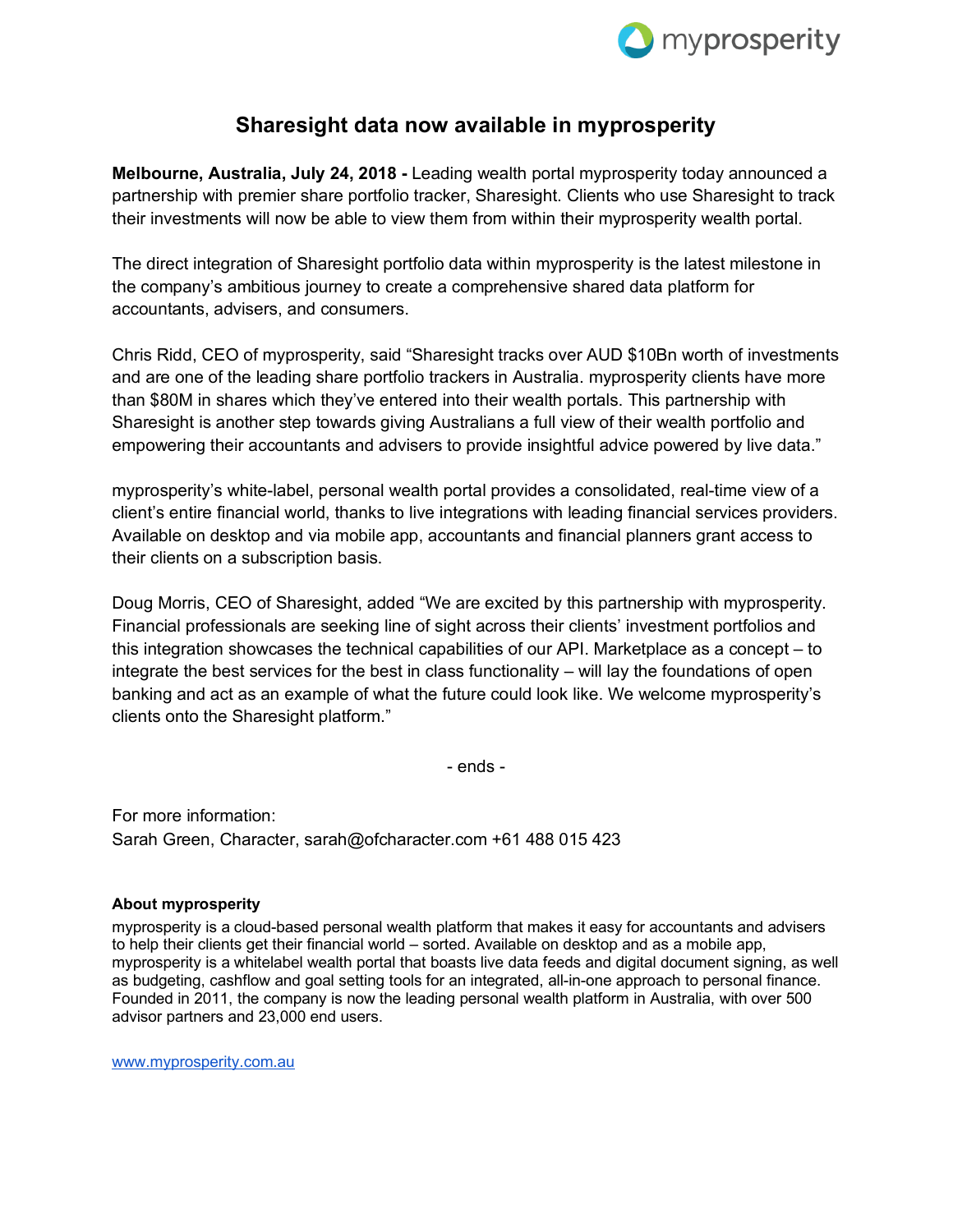# Sharesight data now available in myprosperity

**Melbourne, Australia, July 24, 2018 -** Leading wealth portal myprosperity today announced a partnership with premier share portfolio tracker, Sharesight. Clients who use Sharesight to track their investments will now be able to view them from within their myprosperity wealth portal.

The direct integration of Sharesight portfolio data within myprosperity is the latest milestone in the company's ambitious journey to create a comprehensive shared data platform for accountants, advisers, and consumers.

Chris Ridd, CEO of myprosperity, said "Sharesight tracks over AUD $10Bn worth of investments and are one of the leading share portfolio trackers in Australia. myprosperity clients have more than $80M in shares which they've entered into their wealth portals. This partnership with Sharesight is another step towards giving Australians a full view of their wealth portfolio and empowering their accountants and advisers to provide insightful advice powered by live data."

myprosperity's white-label, personal wealth portal provides a consolidated, real-time view of a client's entire financial world, thanks to live integrations with leading financial services providers. Available on desktop and via mobile app, accountants and financial planners grant access to their clients on a subscription basis.

Doug Morris, CEO of Sharesight, added "We are excited by this partnership with myprosperity. Financial professionals are seeking line of sight across their clients' investment portfolios and this integration showcases the technical capabilities of our API. Marketplace as a concept – to integrate the best services for the best in class functionality – will lay the foundations of open banking and act as an example of what the future could look like. We welcome myprosperity's clients onto the Sharesight platform."

- ends -

For more information:
Sarah Green, Character, sarah@ofcharacter.com +61 488 015 423

**About myprosperity**

myprosperity is a cloud-based personal wealth platform that makes it easy for accountants and advisers to help their clients get their financial world – sorted. Available on desktop and as a mobile app, myprosperity is a whitelabel wealth portal that boasts live data feeds and digital document signing, as well as budgeting, cashflow and goal setting tools for an integrated, all-in-one approach to personal finance. Founded in 2011, the company is now the leading personal wealth platform in Australia, with over 500 advisor partners and 23,000 end users.

www.myprosperity.com.au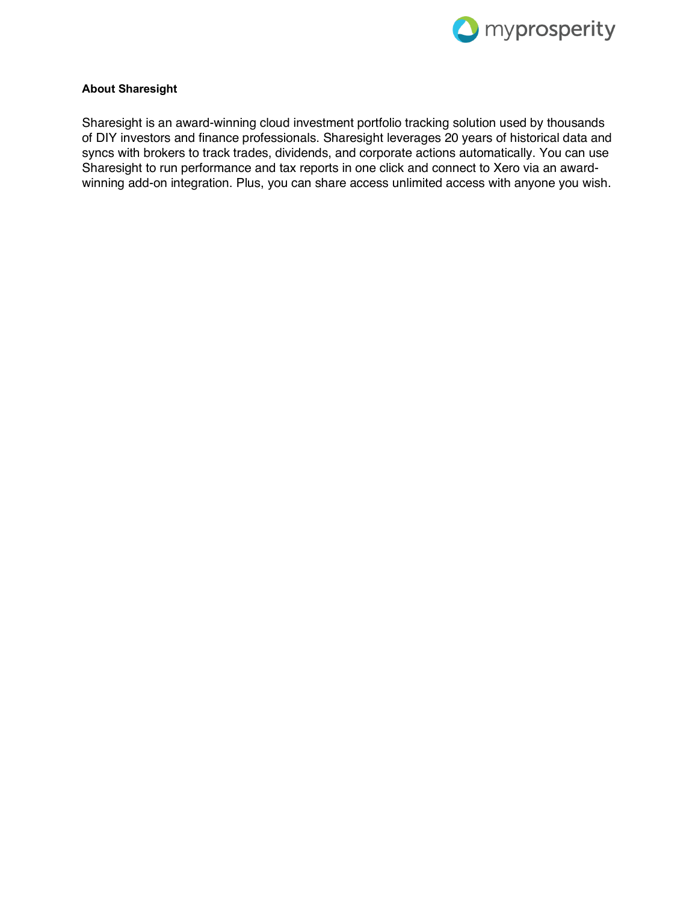**About Sharesight**

Sharesight is an award-winning cloud investment portfolio tracking solution used by thousands of DIY investors and finance professionals. Sharesight leverages 20 years of historical data and syncs with brokers to track trades, dividends, and corporate actions automatically. You can use Sharesight to run performance and tax reports in one click and connect to Xero via an award-winning add-on integration. Plus, you can share access unlimited access with anyone you wish.